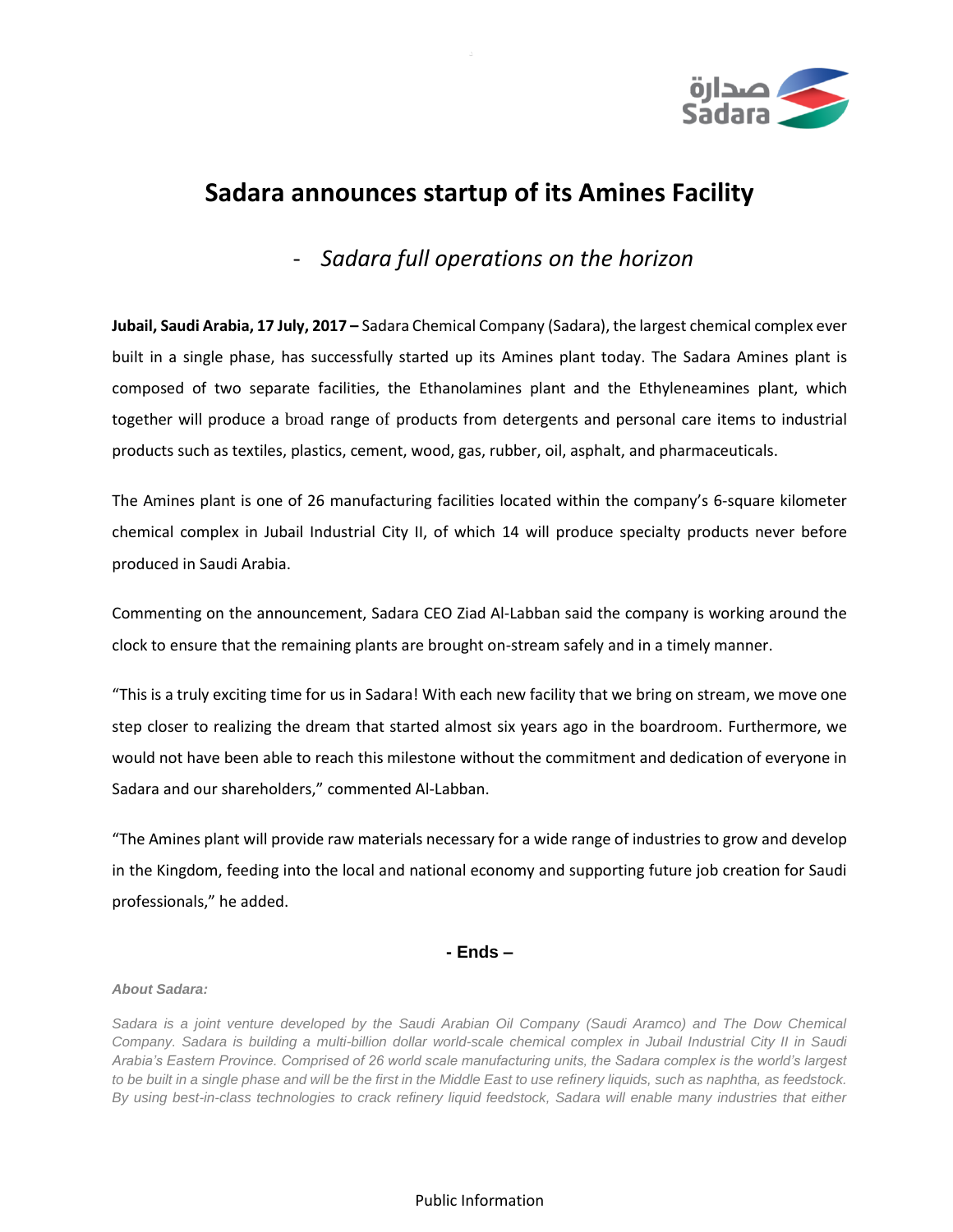# Sadara announces startup of its Amines Facility

## - *Sadara full operations on the horizon*

**Jubail, Saudi Arabia, 17 July, 2017 –** Sadara Chemical Company (Sadara), the largest chemical complex ever built in a single phase, has successfully started up its Amines plant today. The Sadara Amines plant is composed of two separate facilities, the Ethanolamines plant and the Ethyleneamines plant, which together will produce a broad range of products from detergents and personal care items to industrial products such as textiles, plastics, cement, wood, gas, rubber, oil, asphalt, and pharmaceuticals.

The Amines plant is one of 26 manufacturing facilities located within the company's 6-square kilometer chemical complex in Jubail Industrial City II, of which 14 will produce specialty products never before produced in Saudi Arabia.

Commenting on the announcement, Sadara CEO Ziad Al-Labban said the company is working around the clock to ensure that the remaining plants are brought on-stream safely and in a timely manner.

"This is a truly exciting time for us in Sadara! With each new facility that we bring on stream, we move one step closer to realizing the dream that started almost six years ago in the boardroom. Furthermore, we would not have been able to reach this milestone without the commitment and dedication of everyone in Sadara and our shareholders," commented Al-Labban.

"The Amines plant will provide raw materials necessary for a wide range of industries to grow and develop in the Kingdom, feeding into the local and national economy and supporting future job creation for Saudi professionals," he added.

**- Ends –**

***About Sadara:***

*Sadara is a joint venture developed by the Saudi Arabian Oil Company (Saudi Aramco) and The Dow Chemical Company. Sadara is building a multi-billion dollar world-scale chemical complex in Jubail Industrial City II in Saudi Arabia's Eastern Province. Comprised of 26 world scale manufacturing units, the Sadara complex is the world's largest to be built in a single phase and will be the first in the Middle East to use refinery liquids, such as naphtha, as feedstock. By using best-in-class technologies to crack refinery liquid feedstock, Sadara will enable many industries that either*

Public Information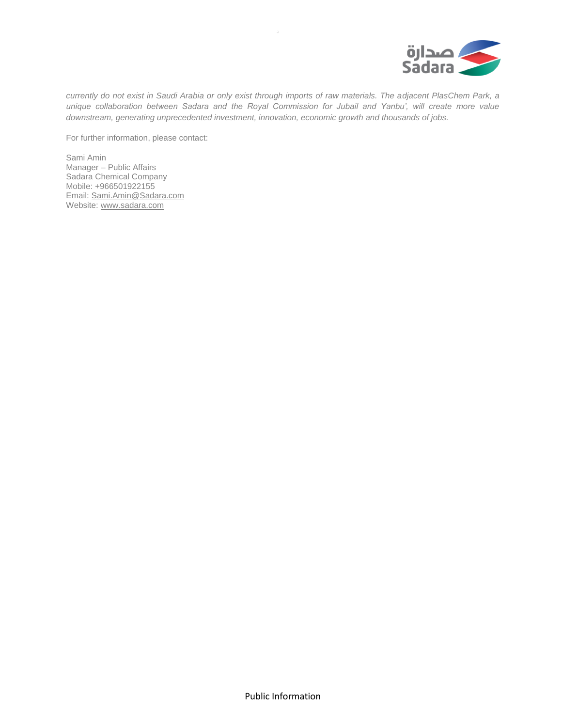*currently do not exist in Saudi Arabia or only exist through imports of raw materials. The adjacent PlasChem Park, a unique collaboration between Sadara and the Royal Commission for Jubail and Yanbu', will create more value downstream, generating unprecedented investment, innovation, economic growth and thousands of jobs.*

For further information, please contact:

Sami Amin
Manager – Public Affairs
Sadara Chemical Company
Mobile: +966501922155
Email: Sami.Amin@Sadara.com
Website: www.sadara.com

Public Information